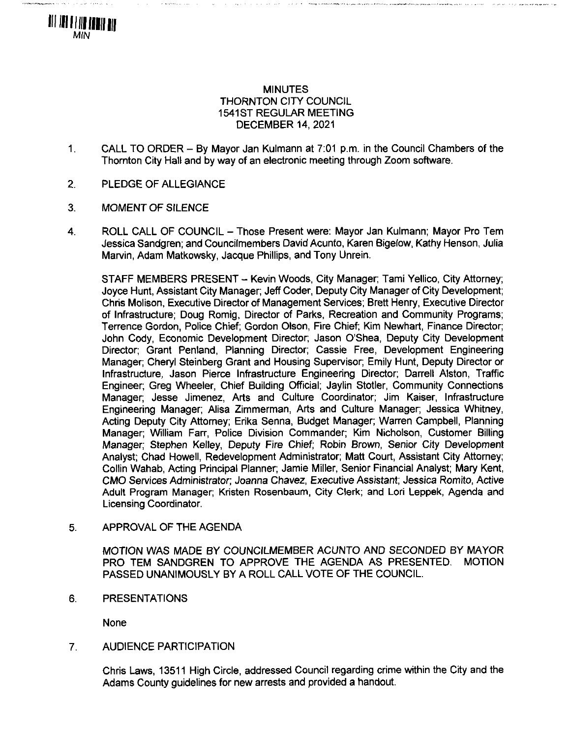MIN

# MINUTES
# THORNTON CITY COUNCIL
# 1541ST REGULAR MEETING
# DECEMBER 14, 2021

1. CALL TO ORDER – By Mayor Jan Kulmann at 7:01 p.m. in the Council Chambers of the Thornton City Hall and by way of an electronic meeting through Zoom software.

2. PLEDGE OF ALLEGIANCE

3. MOMENT OF SILENCE

4. ROLL CALL OF COUNCIL – Those Present were: Mayor Jan Kulmann; Mayor Pro Tem Jessica Sandgren; and Councilmembers David Acunto, Karen Bigelow, Kathy Henson, Julia Marvin, Adam Matkowsky, Jacque Phillips, and Tony Unrein.

   STAFF MEMBERS PRESENT – Kevin Woods, City Manager; Tami Yellico, City Attorney; Joyce Hunt, Assistant City Manager; Jeff Coder, Deputy City Manager of City Development; Chris Molison, Executive Director of Management Services; Brett Henry, Executive Director of Infrastructure; Doug Romig, Director of Parks, Recreation and Community Programs; Terrence Gordon, Police Chief; Gordon Olson, Fire Chief; Kim Newhart, Finance Director; John Cody, Economic Development Director; Jason O'Shea, Deputy City Development Director; Grant Penland, Planning Director; Cassie Free, Development Engineering Manager; Cheryl Steinberg Grant and Housing Supervisor; Emily Hunt, Deputy Director or Infrastructure, Jason Pierce Infrastructure Engineering Director; Darrell Alston, Traffic Engineer; Greg Wheeler, Chief Building Official; Jaylin Stotler, Community Connections Manager; Jesse Jimenez, Arts and Culture Coordinator; Jim Kaiser, Infrastructure Engineering Manager; Alisa Zimmerman, Arts and Culture Manager; Jessica Whitney, Acting Deputy City Attorney; Erika Senna, Budget Manager; Warren Campbell, Planning Manager; William Farr, Police Division Commander; Kim Nicholson, Customer Billing Manager; Stephen Kelley, Deputy Fire Chief; Robin Brown, Senior City Development Analyst; Chad Howell, Redevelopment Administrator; Matt Court, Assistant City Attorney; Collin Wahab, Acting Principal Planner; Jamie Miller, Senior Financial Analyst; Mary Kent, CMO Services Administrator; Joanna Chavez, Executive Assistant; Jessica Romito, Active Adult Program Manager; Kristen Rosenbaum, City Clerk; and Lori Leppek, Agenda and Licensing Coordinator.

5. APPROVAL OF THE AGENDA

   MOTION WAS MADE BY COUNCILMEMBER ACUNTO AND SECONDED BY MAYOR PRO TEM SANDGREN TO APPROVE THE AGENDA AS PRESENTED. MOTION PASSED UNANIMOUSLY BY A ROLL CALL VOTE OF THE COUNCIL.

6. PRESENTATIONS

   None

7. AUDIENCE PARTICIPATION

   Chris Laws, 13511 High Circle, addressed Council regarding crime within the City and the Adams County guidelines for new arrests and provided a handout.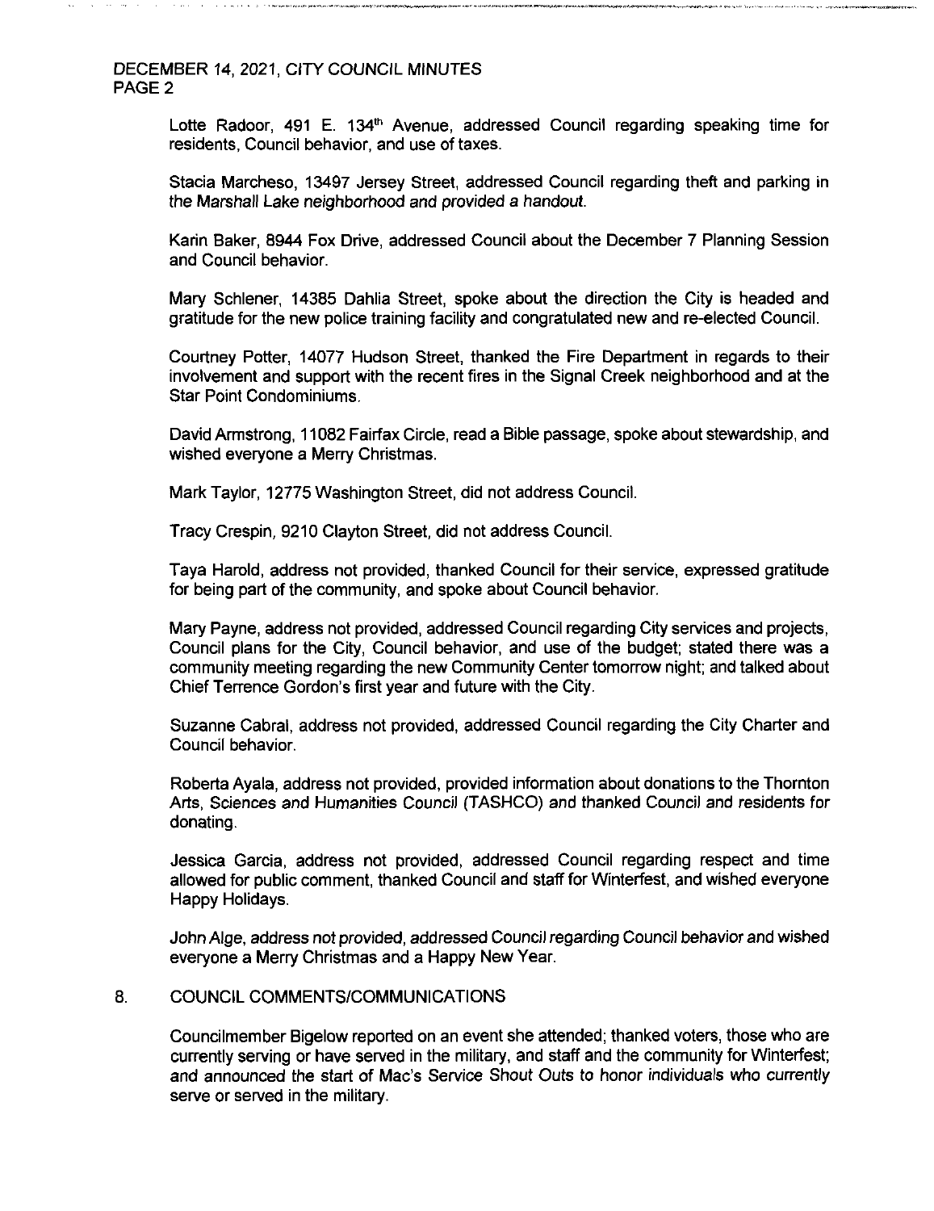Lotte Radoor, 491 E. 134th Avenue, addressed Council regarding speaking time for residents, Council behavior, and use of taxes.

Stacia Marcheso, 13497 Jersey Street, addressed Council regarding theft and parking in the Marshall Lake neighborhood and provided a handout.

Karin Baker, 8944 Fox Drive, addressed Council about the December 7 Planning Session and Council behavior.

Mary Schlener, 14385 Dahlia Street, spoke about the direction the City is headed and gratitude for the new police training facility and congratulated new and re-elected Council.

Courtney Potter, 14077 Hudson Street, thanked the Fire Department in regards to their involvement and support with the recent fires in the Signal Creek neighborhood and at the Star Point Condominiums.

David Armstrong, 11082 Fairfax Circle, read a Bible passage, spoke about stewardship, and wished everyone a Merry Christmas.

Mark Taylor, 12775 Washington Street, did not address Council.

Tracy Crespin, 9210 Clayton Street, did not address Council.

Taya Harold, address not provided, thanked Council for their service, expressed gratitude for being part of the community, and spoke about Council behavior.

Mary Payne, address not provided, addressed Council regarding City services and projects, Council plans for the City, Council behavior, and use of the budget; stated there was a community meeting regarding the new Community Center tomorrow night; and talked about Chief Terrence Gordon's first year and future with the City.

Suzanne Cabral, address not provided, addressed Council regarding the City Charter and Council behavior.

Roberta Ayala, address not provided, provided information about donations to the Thornton Arts, Sciences and Humanities Council (TASHCO) and thanked Council and residents for donating.

Jessica Garcia, address not provided, addressed Council regarding respect and time allowed for public comment, thanked Council and staff for Winterfest, and wished everyone Happy Holidays.

John Alge, address not provided, addressed Council regarding Council behavior and wished everyone a Merry Christmas and a Happy New Year.

8. COUNCIL COMMENTS/COMMUNICATIONS

Councilmember Bigelow reported on an event she attended; thanked voters, those who are currently serving or have served in the military, and staff and the community for Winterfest; and announced the start of Mac's Service Shout Outs to honor individuals who currently serve or served in the military.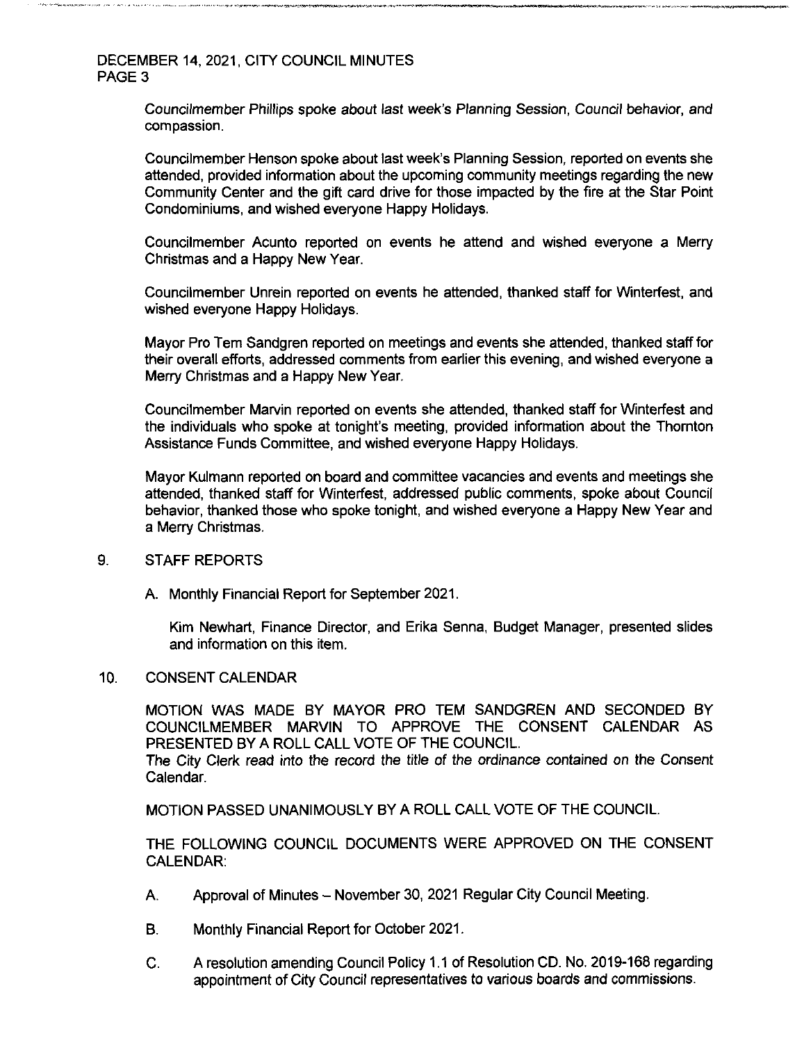*Councilmember Phillips spoke about last week's Planning Session, Council behavior, and compassion.*

Councilmember Henson spoke about last week's Planning Session, reported on events she attended, provided information about the upcoming community meetings regarding the new Community Center and the gift card drive for those impacted by the fire at the Star Point Condominiums, and wished everyone Happy Holidays.

Councilmember Acunto reported on events he attend and wished everyone a Merry Christmas and a Happy New Year.

Councilmember Unrein reported on events he attended, thanked staff for Winterfest, and wished everyone Happy Holidays.

Mayor Pro Tem Sandgren reported on meetings and events she attended, thanked staff for their overall efforts, addressed comments from earlier this evening, and wished everyone a Merry Christmas and a Happy New Year.

Councilmember Marvin reported on events she attended, thanked staff for Winterfest and the individuals who spoke at tonight's meeting, provided information about the Thornton Assistance Funds Committee, and wished everyone Happy Holidays.

Mayor Kulmann reported on board and committee vacancies and events and meetings she attended, thanked staff for Winterfest, addressed public comments, spoke about Council behavior, thanked those who spoke tonight, and wished everyone a Happy New Year and a Merry Christmas.

9. STAFF REPORTS

   A. Monthly Financial Report for September 2021.

      Kim Newhart, Finance Director, and Erika Senna, Budget Manager, presented slides and information on this item.

10. CONSENT CALENDAR

MOTION WAS MADE BY MAYOR PRO TEM SANDGREN AND SECONDED BY COUNCILMEMBER MARVIN TO APPROVE THE CONSENT CALENDAR AS PRESENTED BY A ROLL CALL VOTE OF THE COUNCIL.
*The City Clerk read into the record the title of the ordinance contained on the Consent Calendar.*

MOTION PASSED UNANIMOUSLY BY A ROLL CALL VOTE OF THE COUNCIL.

THE FOLLOWING COUNCIL DOCUMENTS WERE APPROVED ON THE CONSENT CALENDAR:

A. Approval of Minutes – November 30, 2021 Regular City Council Meeting.

B. Monthly Financial Report for October 2021.

C. A resolution amending Council Policy 1.1 of Resolution CD. No. 2019-168 regarding appointment of City Council representatives to various boards and commissions.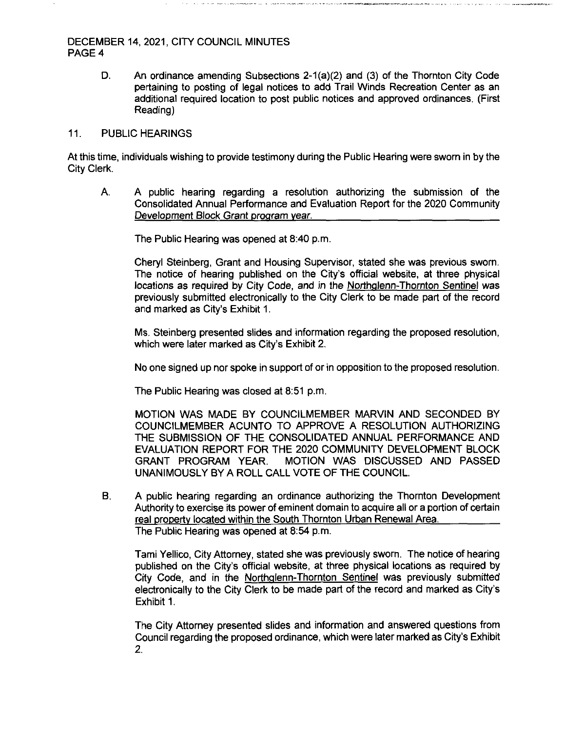D. An ordinance amending Subsections 2-1(a)(2) and (3) of the Thornton City Code pertaining to posting of legal notices to add Trail Winds Recreation Center as an additional required location to post public notices and approved ordinances. (First Reading)

11. PUBLIC HEARINGS

At this time, individuals wishing to provide testimony during the Public Hearing were sworn in by the City Clerk.

A. A public hearing regarding a resolution authorizing the submission of the Consolidated Annual Performance and Evaluation Report for the 2020 Community Development Block Grant program year.

The Public Hearing was opened at 8:40 p.m.

Cheryl Steinberg, Grant and Housing Supervisor, stated she was previous sworn. The notice of hearing published on the City's official website, at three physical locations as required by City Code, and in the Northglenn-Thornton Sentinel was previously submitted electronically to the City Clerk to be made part of the record and marked as City's Exhibit 1.

Ms. Steinberg presented slides and information regarding the proposed resolution, which were later marked as City's Exhibit 2.

No one signed up nor spoke in support of or in opposition to the proposed resolution.

The Public Hearing was closed at 8:51 p.m.

MOTION WAS MADE BY COUNCILMEMBER MARVIN AND SECONDED BY COUNCILMEMBER ACUNTO TO APPROVE A RESOLUTION AUTHORIZING THE SUBMISSION OF THE CONSOLIDATED ANNUAL PERFORMANCE AND EVALUATION REPORT FOR THE 2020 COMMUNITY DEVELOPMENT BLOCK GRANT PROGRAM YEAR. MOTION WAS DISCUSSED AND PASSED UNANIMOUSLY BY A ROLL CALL VOTE OF THE COUNCIL.

B. A public hearing regarding an ordinance authorizing the Thornton Development Authority to exercise its power of eminent domain to acquire all or a portion of certain real property located within the South Thornton Urban Renewal Area.

The Public Hearing was opened at 8:54 p.m.

Tami Yellico, City Attorney, stated she was previously sworn. The notice of hearing published on the City's official website, at three physical locations as required by City Code, and in the Northglenn-Thornton Sentinel was previously submitted electronically to the City Clerk to be made part of the record and marked as City's Exhibit 1.

The City Attorney presented slides and information and answered questions from Council regarding the proposed ordinance, which were later marked as City's Exhibit 2.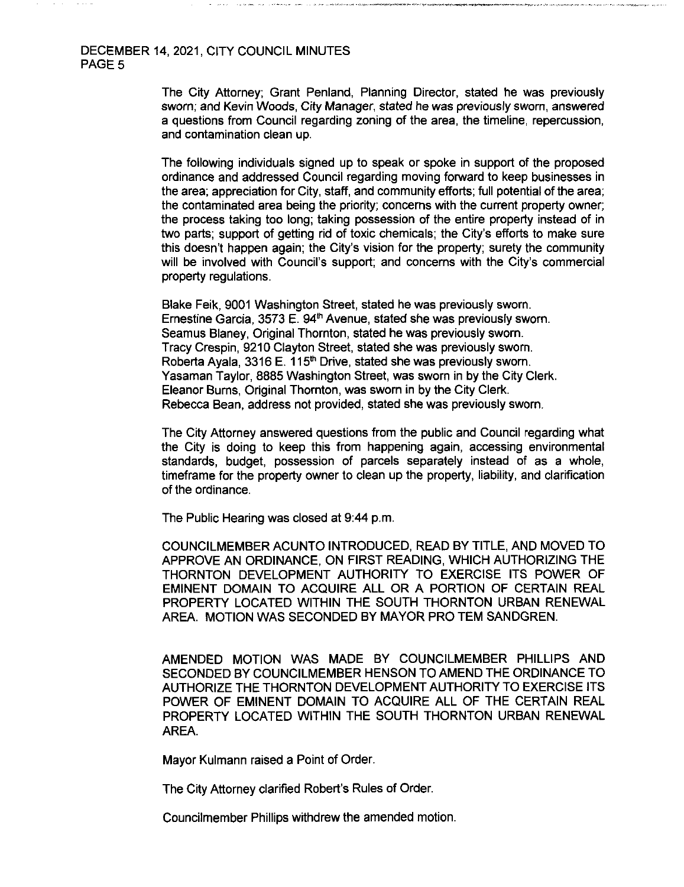The City Attorney; Grant Penland, Planning Director, stated he was previously sworn; and Kevin Woods, City Manager, stated he was previously sworn, answered a questions from Council regarding zoning of the area, the timeline, repercussion, and contamination clean up.

The following individuals signed up to speak or spoke in support of the proposed ordinance and addressed Council regarding moving forward to keep businesses in the area; appreciation for City, staff, and community efforts; full potential of the area; the contaminated area being the priority; concerns with the current property owner; the process taking too long; taking possession of the entire property instead of in two parts; support of getting rid of toxic chemicals; the City's efforts to make sure this doesn't happen again; the City's vision for the property; surety the community will be involved with Council's support; and concerns with the City's commercial property regulations.

Blake Feik, 9001 Washington Street, stated he was previously sworn.
Ernestine Garcia, 3573 E. 94th Avenue, stated she was previously sworn.
Seamus Blaney, Original Thornton, stated he was previously sworn.
Tracy Crespin, 9210 Clayton Street, stated she was previously sworn.
Roberta Ayala, 3316 E. 115th Drive, stated she was previously sworn.
Yasaman Taylor, 8885 Washington Street, was sworn in by the City Clerk.
Eleanor Burns, Original Thornton, was sworn in by the City Clerk.
Rebecca Bean, address not provided, stated she was previously sworn.

The City Attorney answered questions from the public and Council regarding what the City is doing to keep this from happening again, accessing environmental standards, budget, possession of parcels separately instead of as a whole, timeframe for the property owner to clean up the property, liability, and clarification of the ordinance.

The Public Hearing was closed at 9:44 p.m.

COUNCILMEMBER ACUNTO INTRODUCED, READ BY TITLE, AND MOVED TO APPROVE AN ORDINANCE, ON FIRST READING, WHICH AUTHORIZING THE THORNTON DEVELOPMENT AUTHORITY TO EXERCISE ITS POWER OF EMINENT DOMAIN TO ACQUIRE ALL OR A PORTION OF CERTAIN REAL PROPERTY LOCATED WITHIN THE SOUTH THORNTON URBAN RENEWAL AREA. MOTION WAS SECONDED BY MAYOR PRO TEM SANDGREN.

AMENDED MOTION WAS MADE BY COUNCILMEMBER PHILLIPS AND SECONDED BY COUNCILMEMBER HENSON TO AMEND THE ORDINANCE TO AUTHORIZE THE THORNTON DEVELOPMENT AUTHORITY TO EXERCISE ITS POWER OF EMINENT DOMAIN TO ACQUIRE ALL OF THE CERTAIN REAL PROPERTY LOCATED WITHIN THE SOUTH THORNTON URBAN RENEWAL AREA.

Mayor Kulmann raised a Point of Order.

The City Attorney clarified Robert's Rules of Order.

Councilmember Phillips withdrew the amended motion.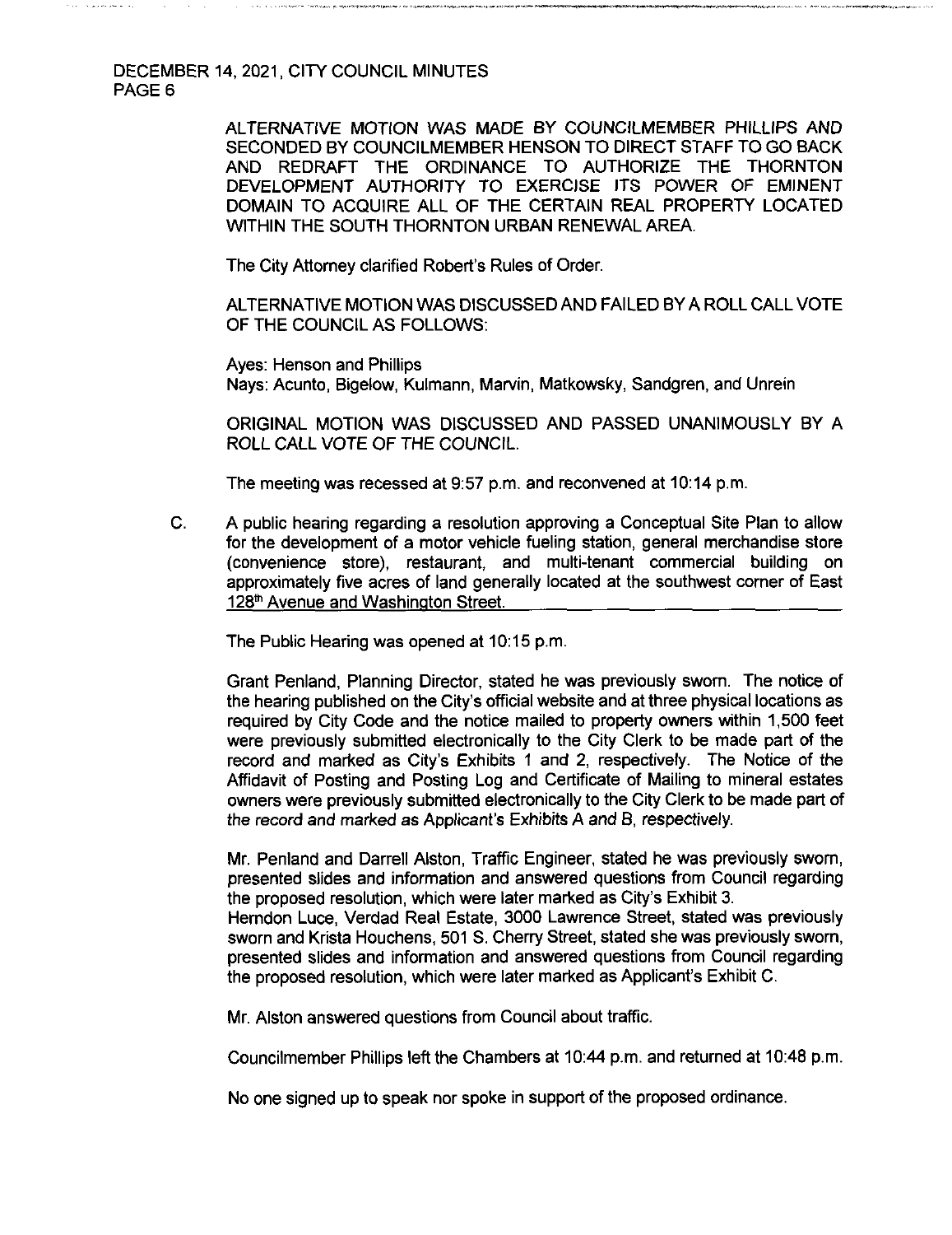ALTERNATIVE MOTION WAS MADE BY COUNCILMEMBER PHILLIPS AND SECONDED BY COUNCILMEMBER HENSON TO DIRECT STAFF TO GO BACK AND REDRAFT THE ORDINANCE TO AUTHORIZE THE THORNTON DEVELOPMENT AUTHORITY TO EXERCISE ITS POWER OF EMINENT DOMAIN TO ACQUIRE ALL OF THE CERTAIN REAL PROPERTY LOCATED WITHIN THE SOUTH THORNTON URBAN RENEWAL AREA.

The City Attorney clarified Robert's Rules of Order.

ALTERNATIVE MOTION WAS DISCUSSED AND FAILED BY A ROLL CALL VOTE OF THE COUNCIL AS FOLLOWS:

Ayes: Henson and Phillips
Nays: Acunto, Bigelow, Kulmann, Marvin, Matkowsky, Sandgren, and Unrein

ORIGINAL MOTION WAS DISCUSSED AND PASSED UNANIMOUSLY BY A ROLL CALL VOTE OF THE COUNCIL.

The meeting was recessed at 9:57 p.m. and reconvened at 10:14 p.m.

C. A public hearing regarding a resolution approving a Conceptual Site Plan to allow for the development of a motor vehicle fueling station, general merchandise store (convenience store), restaurant, and multi-tenant commercial building on approximately five acres of land generally located at the southwest corner of East 128th Avenue and Washington Street.

The Public Hearing was opened at 10:15 p.m.

Grant Penland, Planning Director, stated he was previously sworn. The notice of the hearing published on the City's official website and at three physical locations as required by City Code and the notice mailed to property owners within 1,500 feet were previously submitted electronically to the City Clerk to be made part of the record and marked as City's Exhibits 1 and 2, respectively. The Notice of the Affidavit of Posting and Posting Log and Certificate of Mailing to mineral estates owners were previously submitted electronically to the City Clerk to be made part of the record and marked as Applicant's Exhibits A and B, respectively.

Mr. Penland and Darrell Alston, Traffic Engineer, stated he was previously sworn, presented slides and information and answered questions from Council regarding the proposed resolution, which were later marked as City's Exhibit 3.
Herndon Luce, Verdad Real Estate, 3000 Lawrence Street, stated was previously sworn and Krista Houchens, 501 S. Cherry Street, stated she was previously sworn, presented slides and information and answered questions from Council regarding the proposed resolution, which were later marked as Applicant's Exhibit C.

Mr. Alston answered questions from Council about traffic.

Councilmember Phillips left the Chambers at 10:44 p.m. and returned at 10:48 p.m.

No one signed up to speak nor spoke in support of the proposed ordinance.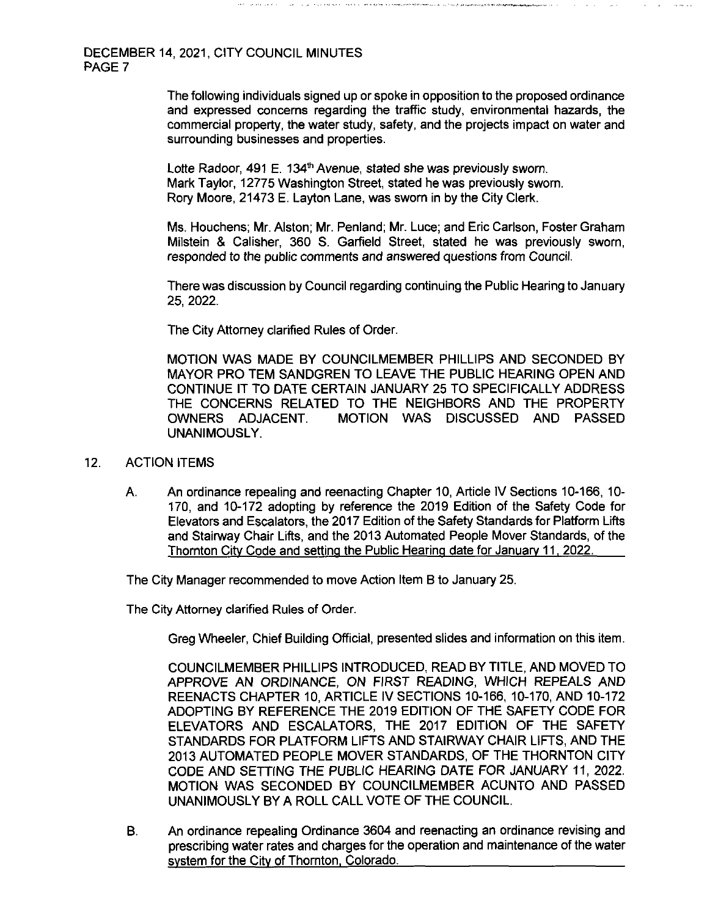The following individuals signed up or spoke in opposition to the proposed ordinance and expressed concerns regarding the traffic study, environmental hazards, the commercial property, the water study, safety, and the projects impact on water and surrounding businesses and properties.

Lotte Radoor, 491 E. 134th Avenue, stated she was previously sworn.
Mark Taylor, 12775 Washington Street, stated he was previously sworn.
Rory Moore, 21473 E. Layton Lane, was sworn in by the City Clerk.

Ms. Houchens; Mr. Alston; Mr. Penland; Mr. Luce; and Eric Carlson, Foster Graham Milstein & Calisher, 360 S. Garfield Street, stated he was previously sworn, responded to the public comments and answered questions from Council.

There was discussion by Council regarding continuing the Public Hearing to January 25, 2022.

The City Attorney clarified Rules of Order.

MOTION WAS MADE BY COUNCILMEMBER PHILLIPS AND SECONDED BY MAYOR PRO TEM SANDGREN TO LEAVE THE PUBLIC HEARING OPEN AND CONTINUE IT TO DATE CERTAIN JANUARY 25 TO SPECIFICALLY ADDRESS THE CONCERNS RELATED TO THE NEIGHBORS AND THE PROPERTY OWNERS ADJACENT. MOTION WAS DISCUSSED AND PASSED UNANIMOUSLY.

12. ACTION ITEMS

A. An ordinance repealing and reenacting Chapter 10, Article IV Sections 10-166, 10-170, and 10-172 adopting by reference the 2019 Edition of the Safety Code for Elevators and Escalators, the 2017 Edition of the Safety Standards for Platform Lifts and Stairway Chair Lifts, and the 2013 Automated People Mover Standards, of the Thornton City Code and setting the Public Hearing date for January 11, 2022.

The City Manager recommended to move Action Item B to January 25.

The City Attorney clarified Rules of Order.

Greg Wheeler, Chief Building Official, presented slides and information on this item.

COUNCILMEMBER PHILLIPS INTRODUCED, READ BY TITLE, AND MOVED TO APPROVE AN ORDINANCE, ON FIRST READING, WHICH REPEALS AND REENACTS CHAPTER 10, ARTICLE IV SECTIONS 10-166, 10-170, AND 10-172 ADOPTING BY REFERENCE THE 2019 EDITION OF THE SAFETY CODE FOR ELEVATORS AND ESCALATORS, THE 2017 EDITION OF THE SAFETY STANDARDS FOR PLATFORM LIFTS AND STAIRWAY CHAIR LIFTS, AND THE 2013 AUTOMATED PEOPLE MOVER STANDARDS, OF THE THORNTON CITY CODE AND SETTING THE PUBLIC HEARING DATE FOR JANUARY 11, 2022. MOTION WAS SECONDED BY COUNCILMEMBER ACUNTO AND PASSED UNANIMOUSLY BY A ROLL CALL VOTE OF THE COUNCIL.

B. An ordinance repealing Ordinance 3604 and reenacting an ordinance revising and prescribing water rates and charges for the operation and maintenance of the water system for the City of Thornton, Colorado.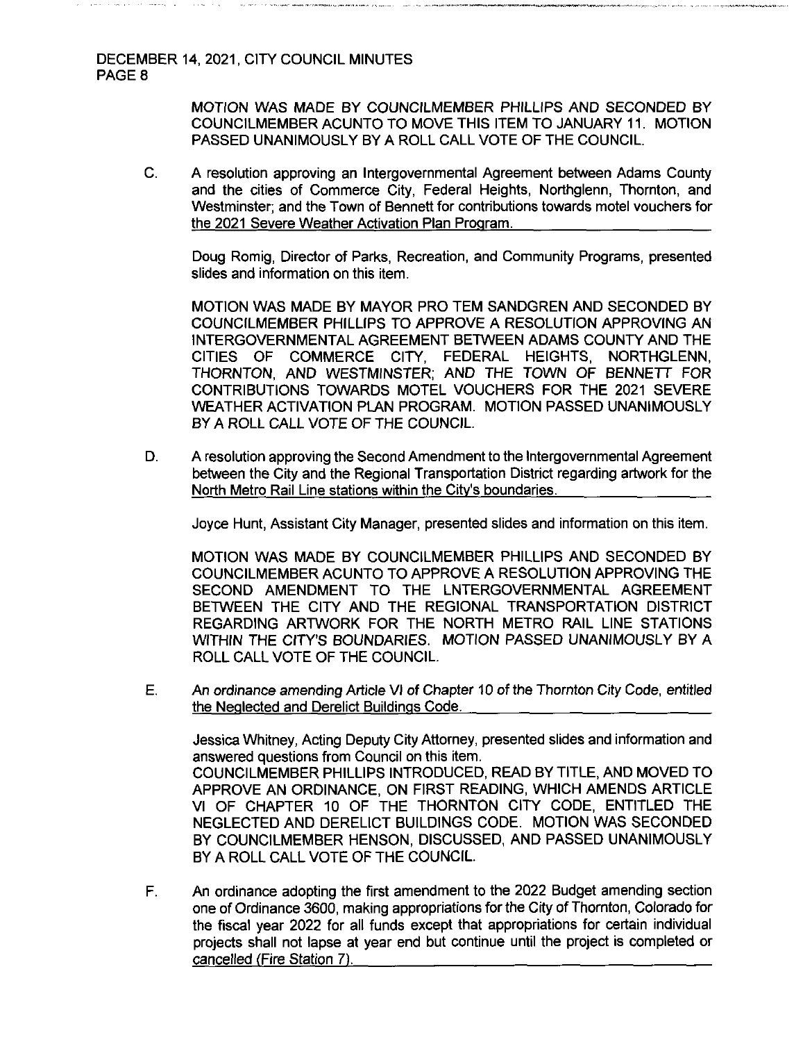MOTION WAS MADE BY COUNCILMEMBER PHILLIPS AND SECONDED BY COUNCILMEMBER ACUNTO TO MOVE THIS ITEM TO JANUARY 11. MOTION PASSED UNANIMOUSLY BY A ROLL CALL VOTE OF THE COUNCIL.

C. A resolution approving an Intergovernmental Agreement between Adams County and the cities of Commerce City, Federal Heights, Northglenn, Thornton, and Westminster; and the Town of Bennett for contributions towards motel vouchers for the 2021 Severe Weather Activation Plan Program.

Doug Romig, Director of Parks, Recreation, and Community Programs, presented slides and information on this item.

MOTION WAS MADE BY MAYOR PRO TEM SANDGREN AND SECONDED BY COUNCILMEMBER PHILLIPS TO APPROVE A RESOLUTION APPROVING AN INTERGOVERNMENTAL AGREEMENT BETWEEN ADAMS COUNTY AND THE CITIES OF COMMERCE CITY, FEDERAL HEIGHTS, NORTHGLENN, THORNTON, AND WESTMINSTER; AND THE TOWN OF BENNETT FOR CONTRIBUTIONS TOWARDS MOTEL VOUCHERS FOR THE 2021 SEVERE WEATHER ACTIVATION PLAN PROGRAM. MOTION PASSED UNANIMOUSLY BY A ROLL CALL VOTE OF THE COUNCIL.

D. A resolution approving the Second Amendment to the Intergovernmental Agreement between the City and the Regional Transportation District regarding artwork for the North Metro Rail Line stations within the City's boundaries.

Joyce Hunt, Assistant City Manager, presented slides and information on this item.

MOTION WAS MADE BY COUNCILMEMBER PHILLIPS AND SECONDED BY COUNCILMEMBER ACUNTO TO APPROVE A RESOLUTION APPROVING THE SECOND AMENDMENT TO THE LNTERGOVERNMENTAL AGREEMENT BETWEEN THE CITY AND THE REGIONAL TRANSPORTATION DISTRICT REGARDING ARTWORK FOR THE NORTH METRO RAIL LINE STATIONS WITHIN THE CITY'S BOUNDARIES. MOTION PASSED UNANIMOUSLY BY A ROLL CALL VOTE OF THE COUNCIL.

E. An ordinance amending Article VI of Chapter 10 of the Thornton City Code, entitled the Neglected and Derelict Buildings Code.

Jessica Whitney, Acting Deputy City Attorney, presented slides and information and answered questions from Council on this item.
COUNCILMEMBER PHILLIPS INTRODUCED, READ BY TITLE, AND MOVED TO APPROVE AN ORDINANCE, ON FIRST READING, WHICH AMENDS ARTICLE VI OF CHAPTER 10 OF THE THORNTON CITY CODE, ENTITLED THE NEGLECTED AND DERELICT BUILDINGS CODE. MOTION WAS SECONDED BY COUNCILMEMBER HENSON, DISCUSSED, AND PASSED UNANIMOUSLY BY A ROLL CALL VOTE OF THE COUNCIL.

F. An ordinance adopting the first amendment to the 2022 Budget amending section one of Ordinance 3600, making appropriations for the City of Thornton, Colorado for the fiscal year 2022 for all funds except that appropriations for certain individual projects shall not lapse at year end but continue until the project is completed or cancelled (Fire Station 7).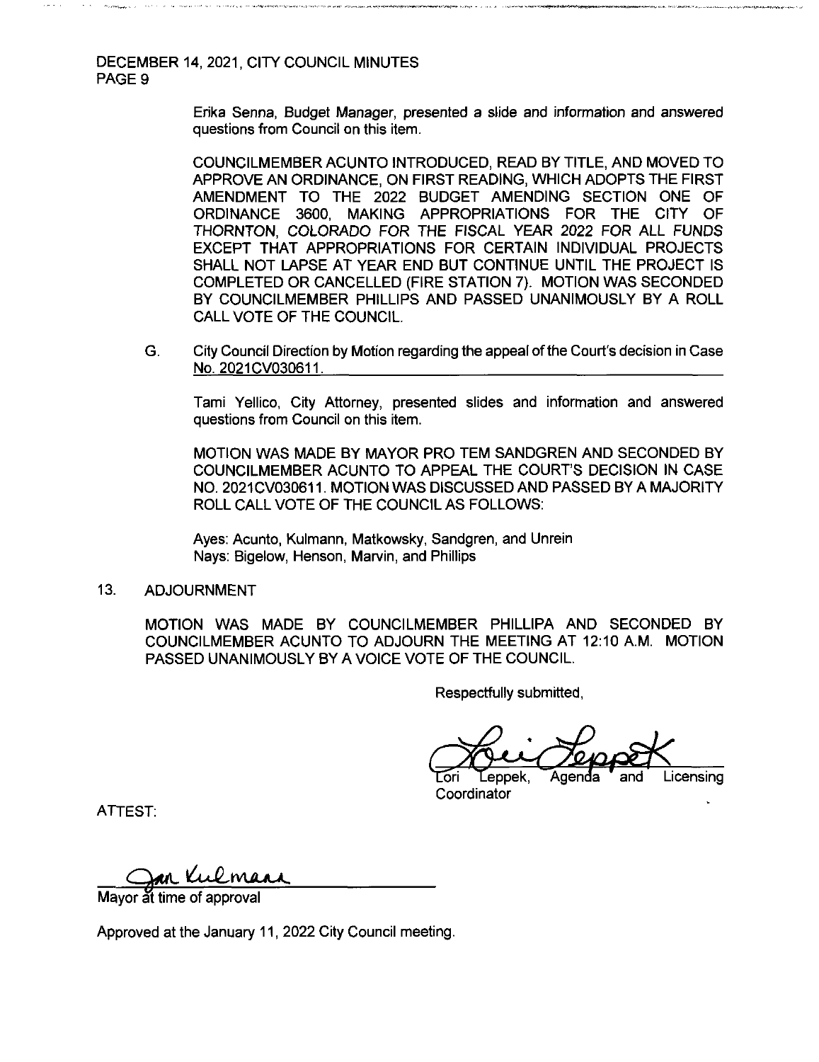Erika Senna, Budget Manager, presented a slide and information and answered questions from Council on this item.

COUNCILMEMBER ACUNTO INTRODUCED, READ BY TITLE, AND MOVED TO APPROVE AN ORDINANCE, ON FIRST READING, WHICH ADOPTS THE FIRST AMENDMENT TO THE 2022 BUDGET AMENDING SECTION ONE OF ORDINANCE 3600, MAKING APPROPRIATIONS FOR THE CITY OF THORNTON, COLORADO FOR THE FISCAL YEAR 2022 FOR ALL FUNDS EXCEPT THAT APPROPRIATIONS FOR CERTAIN INDIVIDUAL PROJECTS SHALL NOT LAPSE AT YEAR END BUT CONTINUE UNTIL THE PROJECT IS COMPLETED OR CANCELLED (FIRE STATION 7). MOTION WAS SECONDED BY COUNCILMEMBER PHILLIPS AND PASSED UNANIMOUSLY BY A ROLL CALL VOTE OF THE COUNCIL.

G. City Council Direction by Motion regarding the appeal of the Court's decision in Case No. 2021CV030611.

Tami Yellico, City Attorney, presented slides and information and answered questions from Council on this item.

MOTION WAS MADE BY MAYOR PRO TEM SANDGREN AND SECONDED BY COUNCILMEMBER ACUNTO TO APPEAL THE COURT'S DECISION IN CASE NO. 2021CV030611. MOTION WAS DISCUSSED AND PASSED BY A MAJORITY ROLL CALL VOTE OF THE COUNCIL AS FOLLOWS:

Ayes: Acunto, Kulmann, Matkowsky, Sandgren, and Unrein
Nays: Bigelow, Henson, Marvin, and Phillips

13. ADJOURNMENT

MOTION WAS MADE BY COUNCILMEMBER PHILLIPA AND SECONDED BY COUNCILMEMBER ACUNTO TO ADJOURN THE MEETING AT 12:10 A.M. MOTION PASSED UNANIMOUSLY BY A VOICE VOTE OF THE COUNCIL.

Respectfully submitted,

Lori Leppek, Agenda and Licensing Coordinator

ATTEST:

Jan Kulmann
Mayor at time of approval

Approved at the January 11, 2022 City Council meeting.